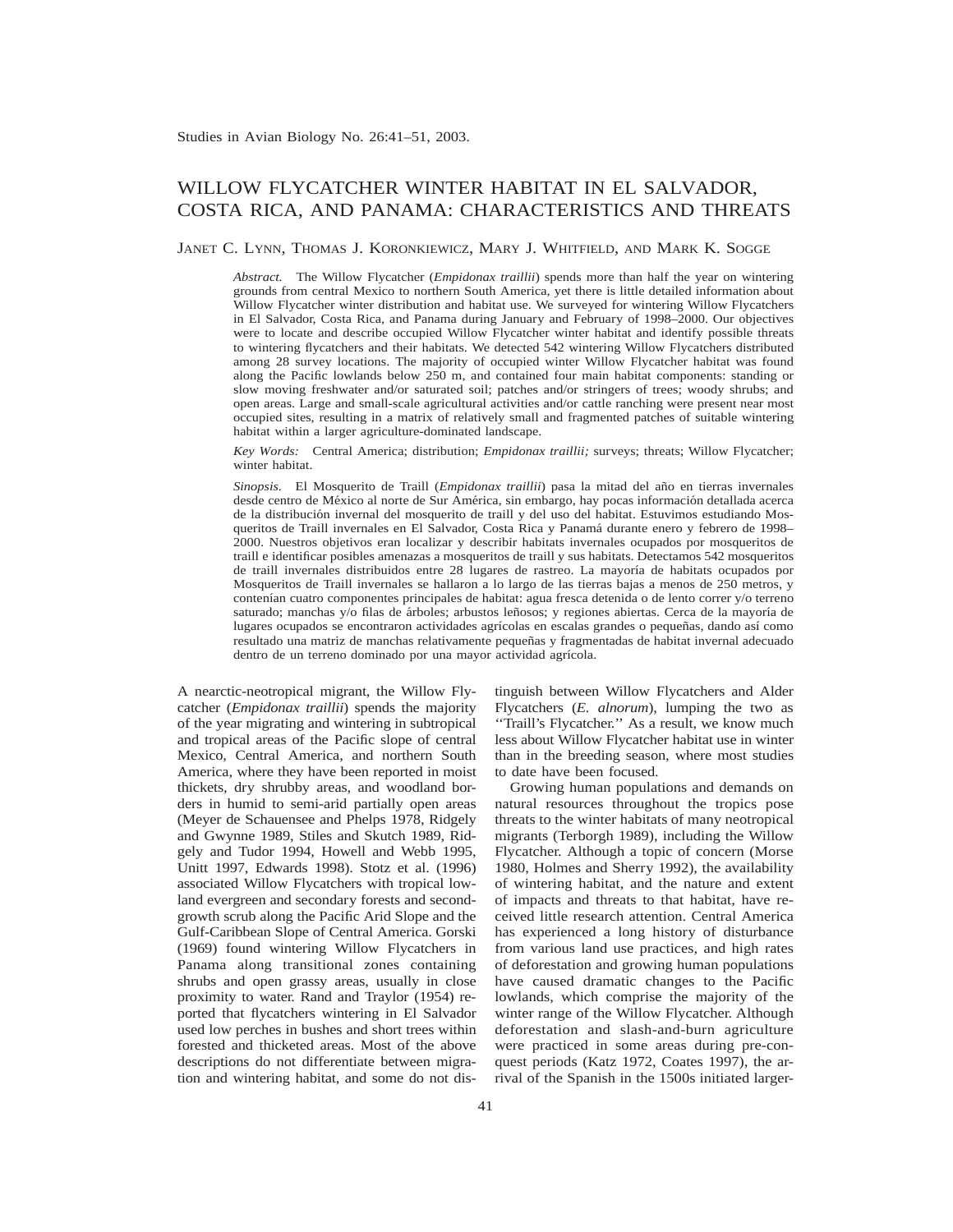# WILLOW FLYCATCHER WINTER HABITAT IN EL SALVADOR, COSTA RICA, AND PANAMA: CHARACTERISTICS AND THREATS

JANET C. LYNN, THOMAS J. KORONKIEWICZ, MARY J. WHITFIELD, AND MARK K. SOGGE

*Abstract.* The Willow Flycatcher (*Empidonax traillii*) spends more than half the year on wintering grounds from central Mexico to northern South America, yet there is little detailed information about Willow Flycatcher winter distribution and habitat use. We surveyed for wintering Willow Flycatchers in El Salvador, Costa Rica, and Panama during January and February of 1998–2000. Our objectives were to locate and describe occupied Willow Flycatcher winter habitat and identify possible threats to wintering flycatchers and their habitats. We detected 542 wintering Willow Flycatchers distributed among 28 survey locations. The majority of occupied winter Willow Flycatcher habitat was found along the Pacific lowlands below 250 m, and contained four main habitat components: standing or slow moving freshwater and/or saturated soil; patches and/or stringers of trees; woody shrubs; and open areas. Large and small-scale agricultural activities and/or cattle ranching were present near most occupied sites, resulting in a matrix of relatively small and fragmented patches of suitable wintering habitat within a larger agriculture-dominated landscape.

*Key Words:* Central America; distribution; *Empidonax traillii;* surveys; threats; Willow Flycatcher; winter habitat.

*Sinopsis.* El Mosquerito de Traill (*Empidonax traillii*) pasa la mitad del año en tierras invernales desde centro de México al norte de Sur América, sin embargo, hay pocas información detallada acerca de la distribución invernal del mosquerito de traill y del uso del habitat. Estuvimos estudiando Mosqueritos de Traill invernales en El Salvador, Costa Rica y Panamá durante enero y febrero de 1998–2000. Nuestros objetivos eran localizar y describir habitats invernales ocupados por mosqueritos de traill e identificar posibles amenazas a mosqueritos de traill y sus habitats. Detectamos 542 mosqueritos de traill invernales distribuidos entre 28 lugares de rastreo. La mayoría de habitats ocupados por Mosqueritos de Traill invernales se hallaron a lo largo de las tierras bajas a menos de 250 metros, y contenían cuatro componentes principales de habitat: agua fresca detenida o de lento correr y/o terreno saturado; manchas y/o filas de árboles; arbustos leñosos; y regiones abiertas. Cerca de la mayoría de lugares ocupados se encontraron actividades agrícolas en escalas grandes o pequeñas, dando así como resultado una matriz de manchas relativamente pequeñas y fragmentadas de habitat invernal adecuado dentro de un terreno dominado por una mayor actividad agrícola.

A nearctic-neotropical migrant, the Willow Flycatcher (*Empidonax traillii*) spends the majority of the year migrating and wintering in subtropical and tropical areas of the Pacific slope of central Mexico, Central America, and northern South America, where they have been reported in moist thickets, dry shrubby areas, and woodland borders in humid to semi-arid partially open areas (Meyer de Schauensee and Phelps 1978, Ridgely and Gwynne 1989, Stiles and Skutch 1989, Ridgely and Tudor 1994, Howell and Webb 1995, Unitt 1997, Edwards 1998). Stotz et al. (1996) associated Willow Flycatchers with tropical lowland evergreen and secondary forests and second-growth scrub along the Pacific Arid Slope and the Gulf-Caribbean Slope of Central America. Gorski (1969) found wintering Willow Flycatchers in Panama along transitional zones containing shrubs and open grassy areas, usually in close proximity to water. Rand and Traylor (1954) reported that flycatchers wintering in El Salvador used low perches in bushes and short trees within forested and thicketed areas. Most of the above descriptions do not differentiate between migration and wintering habitat, and some do not distinguish between Willow Flycatchers and Alder Flycatchers (*E. alnorum*), lumping the two as "Traill's Flycatcher." As a result, we know much less about Willow Flycatcher habitat use in winter than in the breeding season, where most studies to date have been focused.

Growing human populations and demands on natural resources throughout the tropics pose threats to the winter habitats of many neotropical migrants (Terborgh 1989), including the Willow Flycatcher. Although a topic of concern (Morse 1980, Holmes and Sherry 1992), the availability of wintering habitat, and the nature and extent of impacts and threats to that habitat, have received little research attention. Central America has experienced a long history of disturbance from various land use practices, and high rates of deforestation and growing human populations have caused dramatic changes to the Pacific lowlands, which comprise the majority of the winter range of the Willow Flycatcher. Although deforestation and slash-and-burn agriculture were practiced in some areas during pre-conquest periods (Katz 1972, Coates 1997), the arrival of the Spanish in the 1500s initiated larger-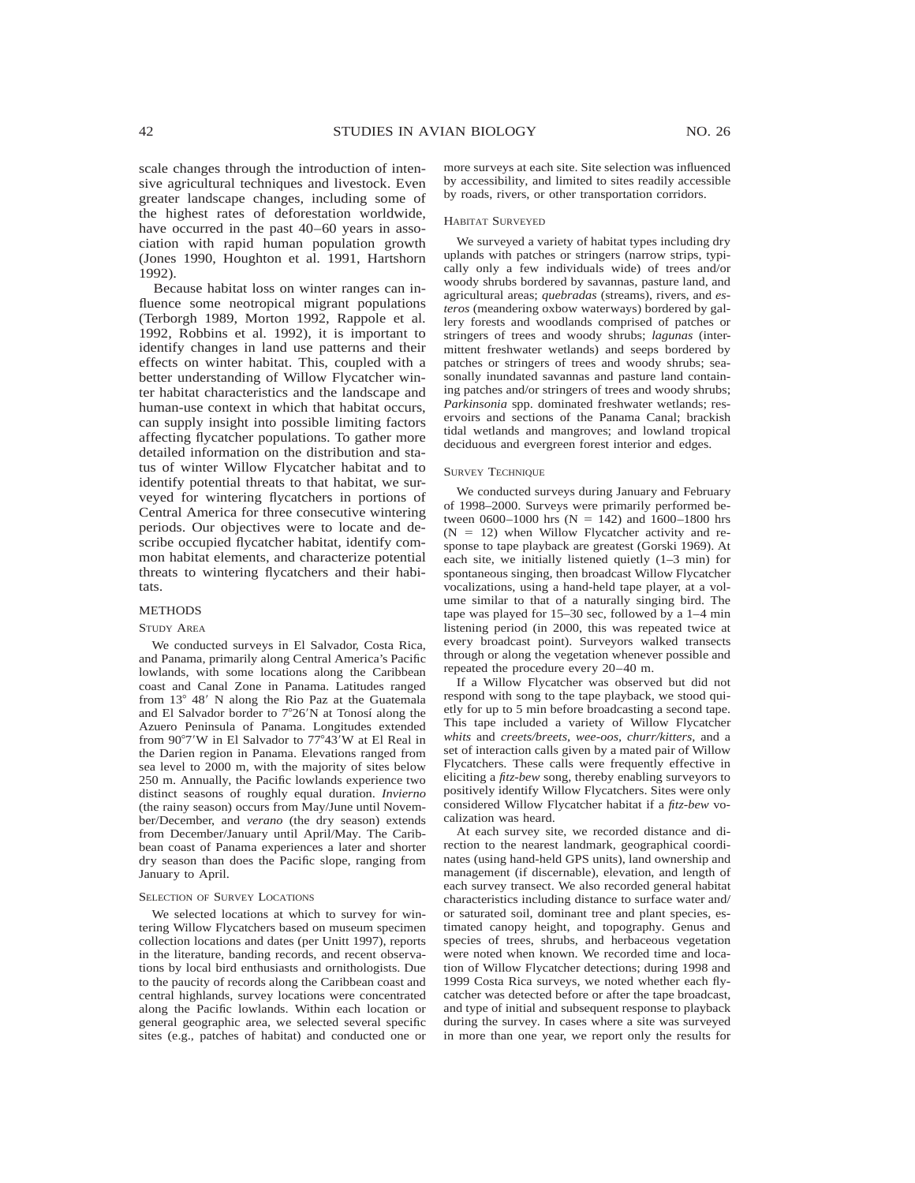scale changes through the introduction of intensive agricultural techniques and livestock. Even greater landscape changes, including some of the highest rates of deforestation worldwide, have occurred in the past 40–60 years in association with rapid human population growth (Jones 1990, Houghton et al. 1991, Hartshorn 1992).

Because habitat loss on winter ranges can influence some neotropical migrant populations (Terborgh 1989, Morton 1992, Rappole et al. 1992, Robbins et al. 1992), it is important to identify changes in land use patterns and their effects on winter habitat. This, coupled with a better understanding of Willow Flycatcher winter habitat characteristics and the landscape and human-use context in which that habitat occurs, can supply insight into possible limiting factors affecting flycatcher populations. To gather more detailed information on the distribution and status of winter Willow Flycatcher habitat and to identify potential threats to that habitat, we surveyed for wintering flycatchers in portions of Central America for three consecutive wintering periods. Our objectives were to locate and describe occupied flycatcher habitat, identify common habitat elements, and characterize potential threats to wintering flycatchers and their habitats.

## METHODS

### Study Area

We conducted surveys in El Salvador, Costa Rica, and Panama, primarily along Central America's Pacific lowlands, with some locations along the Caribbean coast and Canal Zone in Panama. Latitudes ranged from 13° 48′ N along the Rio Paz at the Guatemala and El Salvador border to 7°26′N at Tonosí along the Azuero Peninsula of Panama. Longitudes extended from 90°7′W in El Salvador to 77°43′W at El Real in the Darien region in Panama. Elevations ranged from sea level to 2000 m, with the majority of sites below 250 m. Annually, the Pacific lowlands experience two distinct seasons of roughly equal duration. *Invierno* (the rainy season) occurs from May/June until November/December, and *verano* (the dry season) extends from December/January until April/May. The Caribbean coast of Panama experiences a later and shorter dry season than does the Pacific slope, ranging from January to April.

### Selection of Survey Locations

We selected locations at which to survey for wintering Willow Flycatchers based on museum specimen collection locations and dates (per Unitt 1997), reports in the literature, banding records, and recent observations by local bird enthusiasts and ornithologists. Due to the paucity of records along the Caribbean coast and central highlands, survey locations were concentrated along the Pacific lowlands. Within each location or general geographic area, we selected several specific sites (e.g., patches of habitat) and conducted one or more surveys at each site. Site selection was influenced by accessibility, and limited to sites readily accessible by roads, rivers, or other transportation corridors.

### Habitat Surveyed

We surveyed a variety of habitat types including dry uplands with patches or stringers (narrow strips, typically only a few individuals wide) of trees and/or woody shrubs bordered by savannas, pasture land, and agricultural areas; *quebradas* (streams), rivers, and *esteros* (meandering oxbow waterways) bordered by gallery forests and woodlands comprised of patches or stringers of trees and woody shrubs; *lagunas* (intermittent freshwater wetlands) and seeps bordered by patches or stringers of trees and woody shrubs; seasonally inundated savannas and pasture land containing patches and/or stringers of trees and woody shrubs; *Parkinsonia* spp. dominated freshwater wetlands; reservoirs and sections of the Panama Canal; brackish tidal wetlands and mangroves; and lowland tropical deciduous and evergreen forest interior and edges.

### Survey Technique

We conducted surveys during January and February of 1998–2000. Surveys were primarily performed between 0600–1000 hrs (N = 142) and 1600–1800 hrs (N = 12) when Willow Flycatcher activity and response to tape playback are greatest (Gorski 1969). At each site, we initially listened quietly (1–3 min) for spontaneous singing, then broadcast Willow Flycatcher vocalizations, using a hand-held tape player, at a volume similar to that of a naturally singing bird. The tape was played for 15–30 sec, followed by a 1–4 min listening period (in 2000, this was repeated twice at every broadcast point). Surveyors walked transects through or along the vegetation whenever possible and repeated the procedure every 20–40 m.

If a Willow Flycatcher was observed but did not respond with song to the tape playback, we stood quietly for up to 5 min before broadcasting a second tape. This tape included a variety of Willow Flycatcher *whits* and *creets/breets*, *wee-oos*, *churr/kitters*, and a set of interaction calls given by a mated pair of Willow Flycatchers. These calls were frequently effective in eliciting a *fitz-bew* song, thereby enabling surveyors to positively identify Willow Flycatchers. Sites were only considered Willow Flycatcher habitat if a *fitz-bew* vocalization was heard.

At each survey site, we recorded distance and direction to the nearest landmark, geographical coordinates (using hand-held GPS units), land ownership and management (if discernable), elevation, and length of each survey transect. We also recorded general habitat characteristics including distance to surface water and/or saturated soil, dominant tree and plant species, estimated canopy height, and topography. Genus and species of trees, shrubs, and herbaceous vegetation were noted when known. We recorded time and location of Willow Flycatcher detections; during 1998 and 1999 Costa Rica surveys, we noted whether each flycatcher was detected before or after the tape broadcast, and type of initial and subsequent response to playback during the survey. In cases where a site was surveyed in more than one year, we report only the results for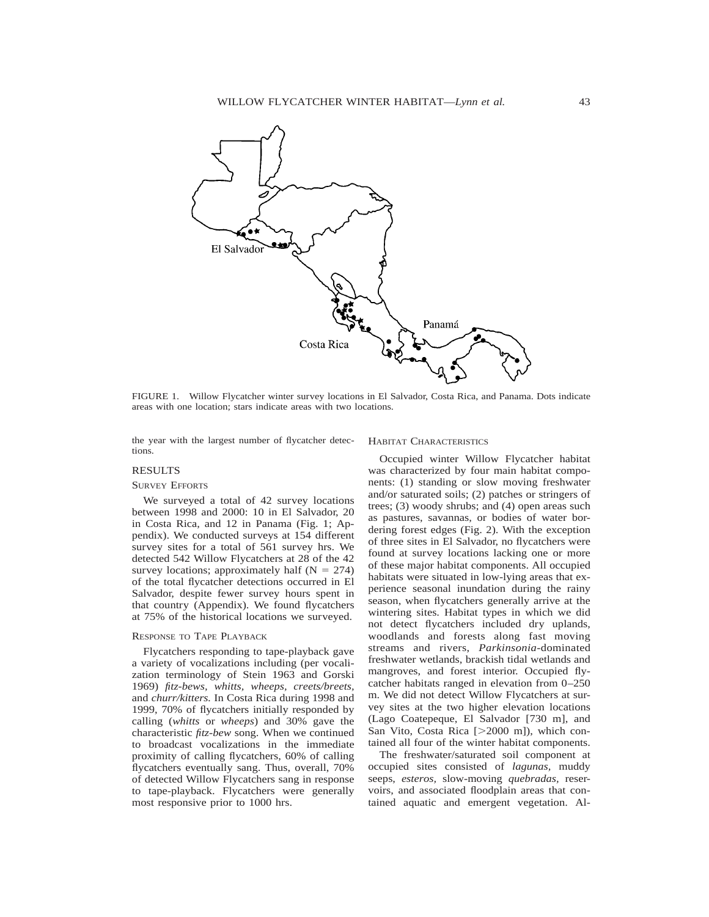FIGURE 1. Willow Flycatcher winter survey locations in El Salvador, Costa Rica, and Panama. Dots indicate areas with one location; stars indicate areas with two locations.

the year with the largest number of flycatcher detections.

## RESULTS

### SURVEY EFFORTS

We surveyed a total of 42 survey locations between 1998 and 2000: 10 in El Salvador, 20 in Costa Rica, and 12 in Panama (Fig. 1; Appendix). We conducted surveys at 154 different survey sites for a total of 561 survey hrs. We detected 542 Willow Flycatchers at 28 of the 42 survey locations; approximately half (N = 274) of the total flycatcher detections occurred in El Salvador, despite fewer survey hours spent in that country (Appendix). We found flycatchers at 75% of the historical locations we surveyed.

### RESPONSE TO TAPE PLAYBACK

Flycatchers responding to tape-playback gave a variety of vocalizations including (per vocalization terminology of Stein 1963 and Gorski 1969) *fitz-bews, whitts, wheeps, creets/breets,* and *churr/kitters.* In Costa Rica during 1998 and 1999, 70% of flycatchers initially responded by calling (*whitts* or *wheeps*) and 30% gave the characteristic *fitz-bew* song. When we continued to broadcast vocalizations in the immediate proximity of calling flycatchers, 60% of calling flycatchers eventually sang. Thus, overall, 70% of detected Willow Flycatchers sang in response to tape-playback. Flycatchers were generally most responsive prior to 1000 hrs.

### HABITAT CHARACTERISTICS

Occupied winter Willow Flycatcher habitat was characterized by four main habitat components: (1) standing or slow moving freshwater and/or saturated soils; (2) patches or stringers of trees; (3) woody shrubs; and (4) open areas such as pastures, savannas, or bodies of water bordering forest edges (Fig. 2). With the exception of three sites in El Salvador, no flycatchers were found at survey locations lacking one or more of these major habitat components. All occupied habitats were situated in low-lying areas that experience seasonal inundation during the rainy season, when flycatchers generally arrive at the wintering sites. Habitat types in which we did not detect flycatchers included dry uplands, woodlands and forests along fast moving streams and rivers, *Parkinsonia*-dominated freshwater wetlands, brackish tidal wetlands and mangroves, and forest interior. Occupied flycatcher habitats ranged in elevation from 0–250 m. We did not detect Willow Flycatchers at survey sites at the two higher elevation locations (Lago Coatepeque, El Salvador [730 m], and San Vito, Costa Rica [>2000 m]), which contained all four of the winter habitat components.

The freshwater/saturated soil component at occupied sites consisted of *lagunas,* muddy seeps, *esteros,* slow-moving *quebradas,* reservoirs, and associated floodplain areas that contained aquatic and emergent vegetation. Al-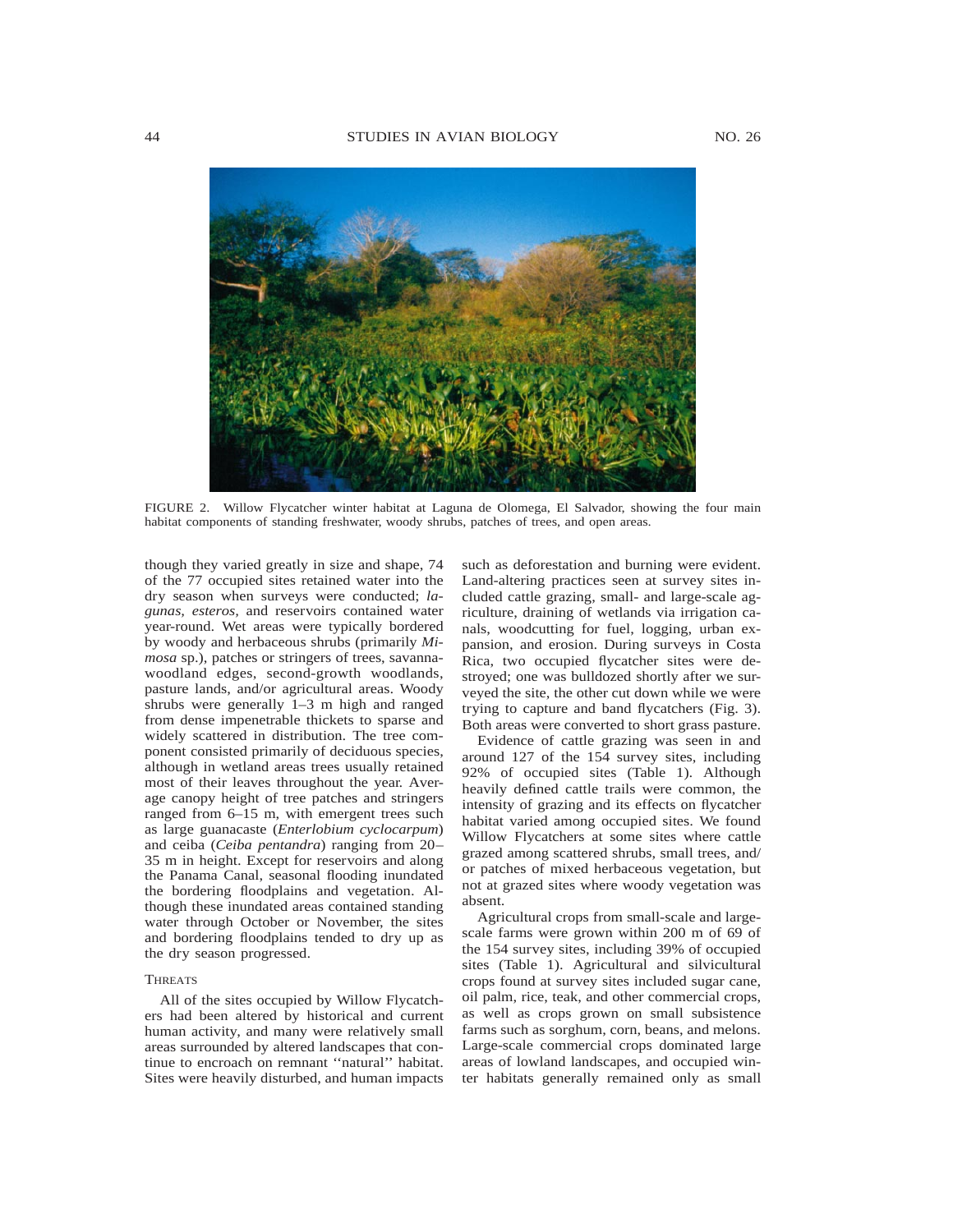FIGURE 2. Willow Flycatcher winter habitat at Laguna de Olomega, El Salvador, showing the four main habitat components of standing freshwater, woody shrubs, patches of trees, and open areas.

though they varied greatly in size and shape, 74 of the 77 occupied sites retained water into the dry season when surveys were conducted; *lagunas, esteros,* and reservoirs contained water year-round. Wet areas were typically bordered by woody and herbaceous shrubs (primarily *Mimosa* sp.), patches or stringers of trees, savanna-woodland edges, second-growth woodlands, pasture lands, and/or agricultural areas. Woody shrubs were generally 1–3 m high and ranged from dense impenetrable thickets to sparse and widely scattered in distribution. The tree component consisted primarily of deciduous species, although in wetland areas trees usually retained most of their leaves throughout the year. Average canopy height of tree patches and stringers ranged from 6–15 m, with emergent trees such as large guanacaste (*Enterlobium cyclocarpum*) and ceiba (*Ceiba pentandra*) ranging from 20–35 m in height. Except for reservoirs and along the Panama Canal, seasonal flooding inundated the bordering floodplains and vegetation. Although these inundated areas contained standing water through October or November, the sites and bordering floodplains tended to dry up as the dry season progressed.

### THREATS

All of the sites occupied by Willow Flycatchers had been altered by historical and current human activity, and many were relatively small areas surrounded by altered landscapes that continue to encroach on remnant ''natural'' habitat. Sites were heavily disturbed, and human impacts such as deforestation and burning were evident. Land-altering practices seen at survey sites included cattle grazing, small- and large-scale agriculture, draining of wetlands via irrigation canals, woodcutting for fuel, logging, urban expansion, and erosion. During surveys in Costa Rica, two occupied flycatcher sites were destroyed; one was bulldozed shortly after we surveyed the site, the other cut down while we were trying to capture and band flycatchers (Fig. 3). Both areas were converted to short grass pasture.

Evidence of cattle grazing was seen in and around 127 of the 154 survey sites, including 92% of occupied sites (Table 1). Although heavily defined cattle trails were common, the intensity of grazing and its effects on flycatcher habitat varied among occupied sites. We found Willow Flycatchers at some sites where cattle grazed among scattered shrubs, small trees, and/or patches of mixed herbaceous vegetation, but not at grazed sites where woody vegetation was absent.

Agricultural crops from small-scale and large-scale farms were grown within 200 m of 69 of the 154 survey sites, including 39% of occupied sites (Table 1). Agricultural and silvicultural crops found at survey sites included sugar cane, oil palm, rice, teak, and other commercial crops, as well as crops grown on small subsistence farms such as sorghum, corn, beans, and melons. Large-scale commercial crops dominated large areas of lowland landscapes, and occupied winter habitats generally remained only as small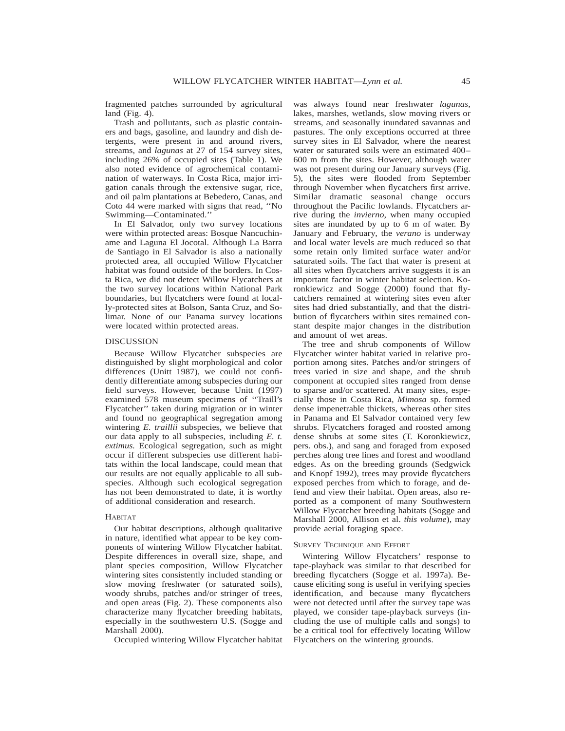fragmented patches surrounded by agricultural land (Fig. 4).

Trash and pollutants, such as plastic containers and bags, gasoline, and laundry and dish detergents, were present in and around rivers, streams, and *lagunas* at 27 of 154 survey sites, including 26% of occupied sites (Table 1). We also noted evidence of agrochemical contamination of waterways. In Costa Rica, major irrigation canals through the extensive sugar, rice, and oil palm plantations at Bebedero, Canas, and Coto 44 were marked with signs that read, ''No Swimming—Contaminated.''

In El Salvador, only two survey locations were within protected areas: Bosque Nancuchiname and Laguna El Jocotal. Although La Barra de Santiago in El Salvador is also a nationally protected area, all occupied Willow Flycatcher habitat was found outside of the borders. In Costa Rica, we did not detect Willow Flycatchers at the two survey locations within National Park boundaries, but flycatchers were found at locally-protected sites at Bolson, Santa Cruz, and Solimar. None of our Panama survey locations were located within protected areas.

## DISCUSSION

Because Willow Flycatcher subspecies are distinguished by slight morphological and color differences (Unitt 1987), we could not confidently differentiate among subspecies during our field surveys. However, because Unitt (1997) examined 578 museum specimens of ''Traill's Flycatcher'' taken during migration or in winter and found no geographical segregation among wintering *E. traillii* subspecies, we believe that our data apply to all subspecies, including *E. t. extimus.* Ecological segregation, such as might occur if different subspecies use different habitats within the local landscape, could mean that our results are not equally applicable to all subspecies. Although such ecological segregation has not been demonstrated to date, it is worthy of additional consideration and research.

### HABITAT

Our habitat descriptions, although qualitative in nature, identified what appear to be key components of wintering Willow Flycatcher habitat. Despite differences in overall size, shape, and plant species composition, Willow Flycatcher wintering sites consistently included standing or slow moving freshwater (or saturated soils), woody shrubs, patches and/or stringer of trees, and open areas (Fig. 2). These components also characterize many flycatcher breeding habitats, especially in the southwestern U.S. (Sogge and Marshall 2000).

Occupied wintering Willow Flycatcher habitat was always found near freshwater *lagunas,* lakes, marshes, wetlands, slow moving rivers or streams, and seasonally inundated savannas and pastures. The only exceptions occurred at three survey sites in El Salvador, where the nearest water or saturated soils were an estimated 400–600 m from the sites. However, although water was not present during our January surveys (Fig. 5), the sites were flooded from September through November when flycatchers first arrive. Similar dramatic seasonal change occurs throughout the Pacific lowlands. Flycatchers arrive during the *invierno,* when many occupied sites are inundated by up to 6 m of water. By January and February, the *verano* is underway and local water levels are much reduced so that some retain only limited surface water and/or saturated soils. The fact that water is present at all sites when flycatchers arrive suggests it is an important factor in winter habitat selection. Koronkiewicz and Sogge (2000) found that flycatchers remained at wintering sites even after sites had dried substantially, and that the distribution of flycatchers within sites remained constant despite major changes in the distribution and amount of wet areas.

The tree and shrub components of Willow Flycatcher winter habitat varied in relative proportion among sites. Patches and/or stringers of trees varied in size and shape, and the shrub component at occupied sites ranged from dense to sparse and/or scattered. At many sites, especially those in Costa Rica, *Mimosa* sp. formed dense impenetrable thickets, whereas other sites in Panama and El Salvador contained very few shrubs. Flycatchers foraged and roosted among dense shrubs at some sites (T. Koronkiewicz, pers. obs.), and sang and foraged from exposed perches along tree lines and forest and woodland edges. As on the breeding grounds (Sedgwick and Knopf 1992), trees may provide flycatchers exposed perches from which to forage, and defend and view their habitat. Open areas, also reported as a component of many Southwestern Willow Flycatcher breeding habitats (Sogge and Marshall 2000, Allison et al. *this volume*), may provide aerial foraging space.

### SURVEY TECHNIQUE AND EFFORT

Wintering Willow Flycatchers' response to tape-playback was similar to that described for breeding flycatchers (Sogge et al. 1997a). Because eliciting song is useful in verifying species identification, and because many flycatchers were not detected until after the survey tape was played, we consider tape-playback surveys (including the use of multiple calls and songs) to be a critical tool for effectively locating Willow Flycatchers on the wintering grounds.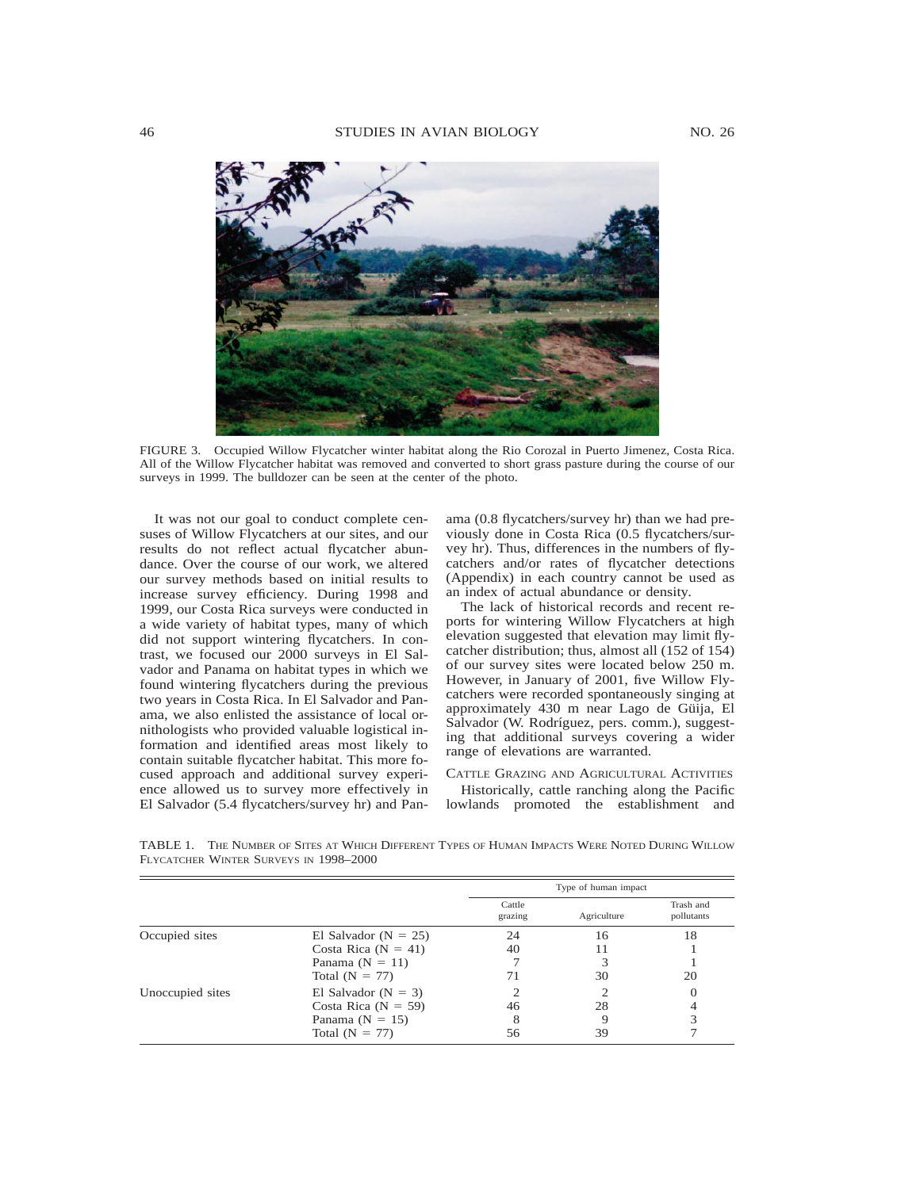FIGURE 3. Occupied Willow Flycatcher winter habitat along the Rio Corozal in Puerto Jimenez, Costa Rica. All of the Willow Flycatcher habitat was removed and converted to short grass pasture during the course of our surveys in 1999. The bulldozer can be seen at the center of the photo.

It was not our goal to conduct complete censuses of Willow Flycatchers at our sites, and our results do not reflect actual flycatcher abundance. Over the course of our work, we altered our survey methods based on initial results to increase survey efficiency. During 1998 and 1999, our Costa Rica surveys were conducted in a wide variety of habitat types, many of which did not support wintering flycatchers. In contrast, we focused our 2000 surveys in El Salvador and Panama on habitat types in which we found wintering flycatchers during the previous two years in Costa Rica. In El Salvador and Panama, we also enlisted the assistance of local ornithologists who provided valuable logistical information and identified areas most likely to contain suitable flycatcher habitat. This more focused approach and additional survey experience allowed us to survey more effectively in El Salvador (5.4 flycatchers/survey hr) and Panama (0.8 flycatchers/survey hr) than we had previously done in Costa Rica (0.5 flycatchers/survey hr). Thus, differences in the numbers of flycatchers and/or rates of flycatcher detections (Appendix) in each country cannot be used as an index of actual abundance or density.

The lack of historical records and recent reports for wintering Willow Flycatchers at high elevation suggested that elevation may limit flycatcher distribution; thus, almost all (152 of 154) of our survey sites were located below 250 m. However, in January of 2001, five Willow Flycatchers were recorded spontaneously singing at approximately 430 m near Lago de Güija, El Salvador (W. Rodríguez, pers. comm.), suggesting that additional surveys covering a wider range of elevations are warranted.

### Cattle Grazing and Agricultural Activities

Historically, cattle ranching along the Pacific lowlands promoted the establishment and

TABLE 1. The Number of Sites at Which Different Types of Human Impacts Were Noted During Willow Flycatcher Winter Surveys in 1998–2000

| | | Type of human impact | | |
|---|---|---|---|---|
| | | Cattle grazing | Agriculture | Trash and pollutants |
| Occupied sites | El Salvador (N = 25) | 24 | 16 | 18 |
| | Costa Rica (N = 41) | 40 | 11 | 1 |
| | Panama (N = 11) | 7 | 3 | 1 |
| | Total (N = 77) | 71 | 30 | 20 |
| Unoccupied sites | El Salvador (N = 3) | 2 | 2 | 0 |
| | Costa Rica (N = 59) | 46 | 28 | 4 |
| | Panama (N = 15) | 8 | 9 | 3 |
| | Total (N = 77) | 56 | 39 | 7 |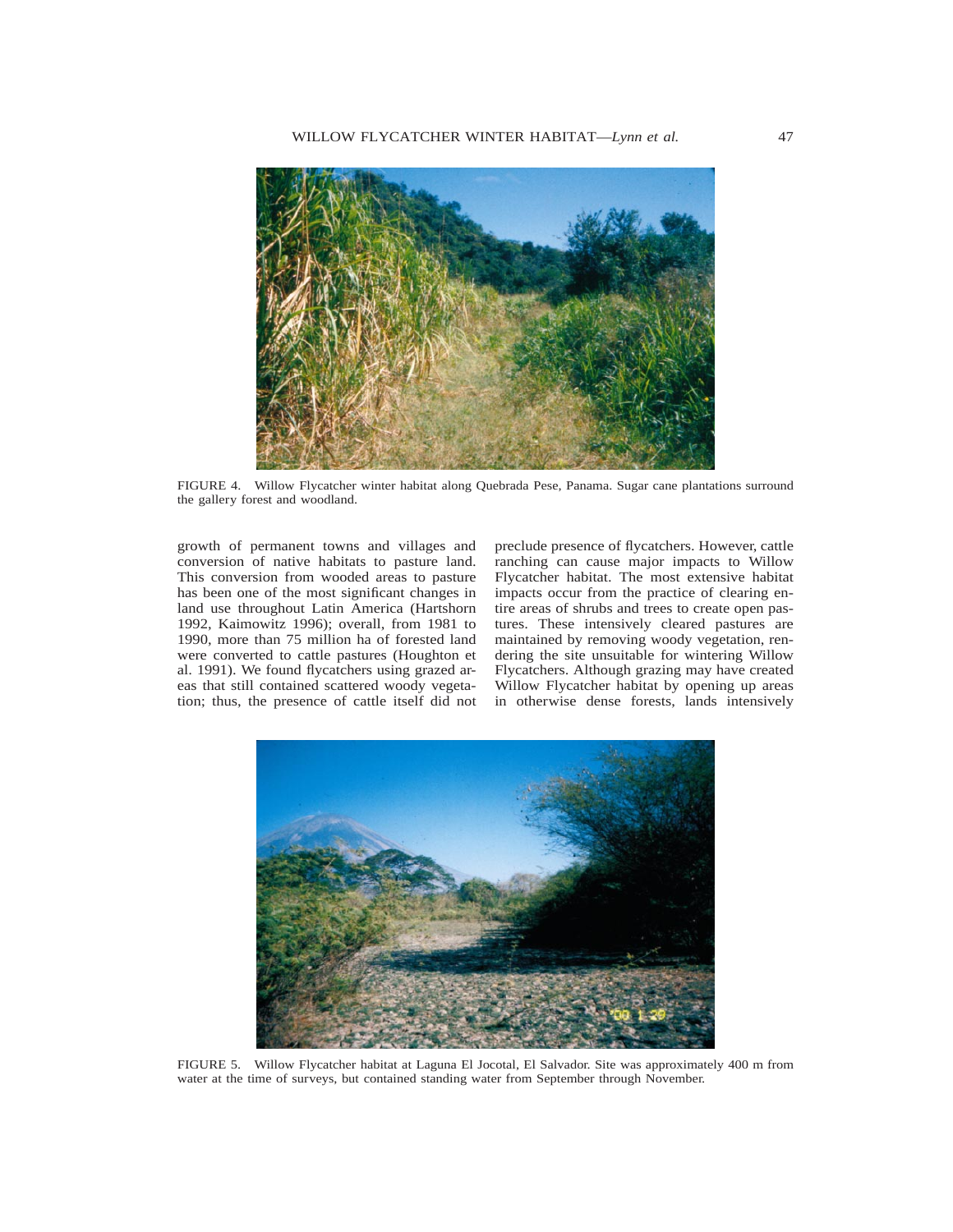FIGURE 4. Willow Flycatcher winter habitat along Quebrada Pese, Panama. Sugar cane plantations surround the gallery forest and woodland.

growth of permanent towns and villages and conversion of native habitats to pasture land. This conversion from wooded areas to pasture has been one of the most significant changes in land use throughout Latin America (Hartshorn 1992, Kaimowitz 1996); overall, from 1981 to 1990, more than 75 million ha of forested land were converted to cattle pastures (Houghton et al. 1991). We found flycatchers using grazed areas that still contained scattered woody vegetation; thus, the presence of cattle itself did not preclude presence of flycatchers. However, cattle ranching can cause major impacts to Willow Flycatcher habitat. The most extensive habitat impacts occur from the practice of clearing entire areas of shrubs and trees to create open pastures. These intensively cleared pastures are maintained by removing woody vegetation, rendering the site unsuitable for wintering Willow Flycatchers. Although grazing may have created Willow Flycatcher habitat by opening up areas in otherwise dense forests, lands intensively

FIGURE 5. Willow Flycatcher habitat at Laguna El Jocotal, El Salvador. Site was approximately 400 m from water at the time of surveys, but contained standing water from September through November.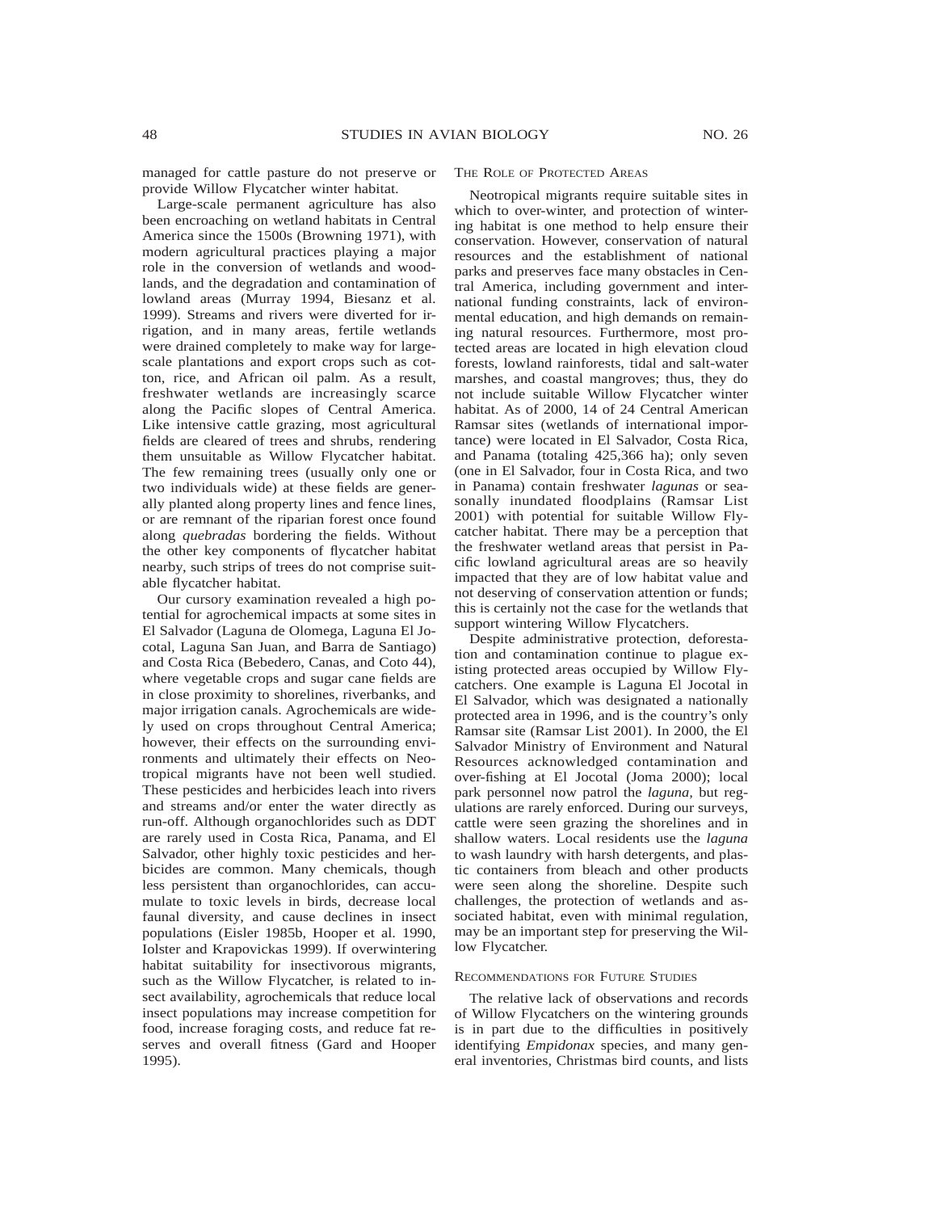managed for cattle pasture do not preserve or provide Willow Flycatcher winter habitat.

Large-scale permanent agriculture has also been encroaching on wetland habitats in Central America since the 1500s (Browning 1971), with modern agricultural practices playing a major role in the conversion of wetlands and woodlands, and the degradation and contamination of lowland areas (Murray 1994, Biesanz et al. 1999). Streams and rivers were diverted for irrigation, and in many areas, fertile wetlands were drained completely to make way for large-scale plantations and export crops such as cotton, rice, and African oil palm. As a result, freshwater wetlands are increasingly scarce along the Pacific slopes of Central America. Like intensive cattle grazing, most agricultural fields are cleared of trees and shrubs, rendering them unsuitable as Willow Flycatcher habitat. The few remaining trees (usually only one or two individuals wide) at these fields are generally planted along property lines and fence lines, or are remnant of the riparian forest once found along *quebradas* bordering the fields. Without the other key components of flycatcher habitat nearby, such strips of trees do not comprise suitable flycatcher habitat.

Our cursory examination revealed a high potential for agrochemical impacts at some sites in El Salvador (Laguna de Olomega, Laguna El Jocotal, Laguna San Juan, and Barra de Santiago) and Costa Rica (Bebedero, Canas, and Coto 44), where vegetable crops and sugar cane fields are in close proximity to shorelines, riverbanks, and major irrigation canals. Agrochemicals are widely used on crops throughout Central America; however, their effects on the surrounding environments and ultimately their effects on Neotropical migrants have not been well studied. These pesticides and herbicides leach into rivers and streams and/or enter the water directly as run-off. Although organochlorides such as DDT are rarely used in Costa Rica, Panama, and El Salvador, other highly toxic pesticides and herbicides are common. Many chemicals, though less persistent than organochlorides, can accumulate to toxic levels in birds, decrease local faunal diversity, and cause declines in insect populations (Eisler 1985b, Hooper et al. 1990, Iolster and Krapovickas 1999). If overwintering habitat suitability for insectivorous migrants, such as the Willow Flycatcher, is related to insect availability, agrochemicals that reduce local insect populations may increase competition for food, increase foraging costs, and reduce fat reserves and overall fitness (Gard and Hooper 1995).

### The Role of Protected Areas

Neotropical migrants require suitable sites in which to over-winter, and protection of wintering habitat is one method to help ensure their conservation. However, conservation of natural resources and the establishment of national parks and preserves face many obstacles in Central America, including government and international funding constraints, lack of environmental education, and high demands on remaining natural resources. Furthermore, most protected areas are located in high elevation cloud forests, lowland rainforests, tidal and salt-water marshes, and coastal mangroves; thus, they do not include suitable Willow Flycatcher winter habitat. As of 2000, 14 of 24 Central American Ramsar sites (wetlands of international importance) were located in El Salvador, Costa Rica, and Panama (totaling 425,366 ha); only seven (one in El Salvador, four in Costa Rica, and two in Panama) contain freshwater *lagunas* or seasonally inundated floodplains (Ramsar List 2001) with potential for suitable Willow Flycatcher habitat. There may be a perception that the freshwater wetland areas that persist in Pacific lowland agricultural areas are so heavily impacted that they are of low habitat value and not deserving of conservation attention or funds; this is certainly not the case for the wetlands that support wintering Willow Flycatchers.

Despite administrative protection, deforestation and contamination continue to plague existing protected areas occupied by Willow Flycatchers. One example is Laguna El Jocotal in El Salvador, which was designated a nationally protected area in 1996, and is the country's only Ramsar site (Ramsar List 2001). In 2000, the El Salvador Ministry of Environment and Natural Resources acknowledged contamination and over-fishing at El Jocotal (Joma 2000); local park personnel now patrol the *laguna*, but regulations are rarely enforced. During our surveys, cattle were seen grazing the shorelines and in shallow waters. Local residents use the *laguna* to wash laundry with harsh detergents, and plastic containers from bleach and other products were seen along the shoreline. Despite such challenges, the protection of wetlands and associated habitat, even with minimal regulation, may be an important step for preserving the Willow Flycatcher.

### Recommendations for Future Studies

The relative lack of observations and records of Willow Flycatchers on the wintering grounds is in part due to the difficulties in positively identifying *Empidonax* species, and many general inventories, Christmas bird counts, and lists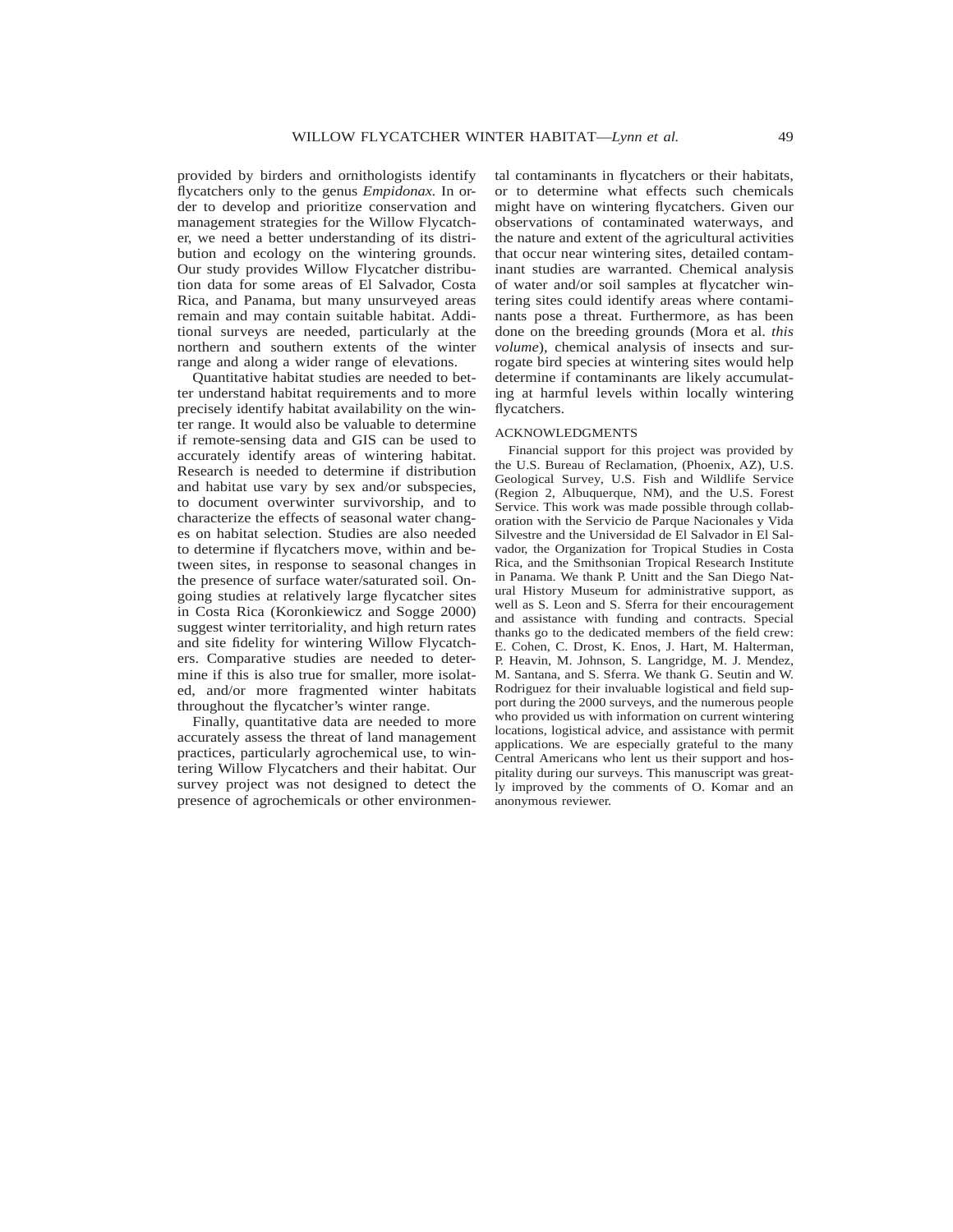provided by birders and ornithologists identify flycatchers only to the genus *Empidonax*. In order to develop and prioritize conservation and management strategies for the Willow Flycatcher, we need a better understanding of its distribution and ecology on the wintering grounds. Our study provides Willow Flycatcher distribution data for some areas of El Salvador, Costa Rica, and Panama, but many unsurveyed areas remain and may contain suitable habitat. Additional surveys are needed, particularly at the northern and southern extents of the winter range and along a wider range of elevations.

Quantitative habitat studies are needed to better understand habitat requirements and to more precisely identify habitat availability on the winter range. It would also be valuable to determine if remote-sensing data and GIS can be used to accurately identify areas of wintering habitat. Research is needed to determine if distribution and habitat use vary by sex and/or subspecies, to document overwinter survivorship, and to characterize the effects of seasonal water changes on habitat selection. Studies are also needed to determine if flycatchers move, within and between sites, in response to seasonal changes in the presence of surface water/saturated soil. Ongoing studies at relatively large flycatcher sites in Costa Rica (Koronkiewicz and Sogge 2000) suggest winter territoriality, and high return rates and site fidelity for wintering Willow Flycatchers. Comparative studies are needed to determine if this is also true for smaller, more isolated, and/or more fragmented winter habitats throughout the flycatcher's winter range.

Finally, quantitative data are needed to more accurately assess the threat of land management practices, particularly agrochemical use, to wintering Willow Flycatchers and their habitat. Our survey project was not designed to detect the presence of agrochemicals or other environmental contaminants in flycatchers or their habitats, or to determine what effects such chemicals might have on wintering flycatchers. Given our observations of contaminated waterways, and the nature and extent of the agricultural activities that occur near wintering sites, detailed contaminant studies are warranted. Chemical analysis of water and/or soil samples at flycatcher wintering sites could identify areas where contaminants pose a threat. Furthermore, as has been done on the breeding grounds (Mora et al. *this volume*), chemical analysis of insects and surrogate bird species at wintering sites would help determine if contaminants are likely accumulating at harmful levels within locally wintering flycatchers.

## ACKNOWLEDGMENTS

Financial support for this project was provided by the U.S. Bureau of Reclamation, (Phoenix, AZ), U.S. Geological Survey, U.S. Fish and Wildlife Service (Region 2, Albuquerque, NM), and the U.S. Forest Service. This work was made possible through collaboration with the Servicio de Parque Nacionales y Vida Silvestre and the Universidad de El Salvador in El Salvador, the Organization for Tropical Studies in Costa Rica, and the Smithsonian Tropical Research Institute in Panama. We thank P. Unitt and the San Diego Natural History Museum for administrative support, as well as S. Leon and S. Sferra for their encouragement and assistance with funding and contracts. Special thanks go to the dedicated members of the field crew: E. Cohen, C. Drost, K. Enos, J. Hart, M. Halterman, P. Heavin, M. Johnson, S. Langridge, M. J. Mendez, M. Santana, and S. Sferra. We thank G. Seutin and W. Rodriguez for their invaluable logistical and field support during the 2000 surveys, and the numerous people who provided us with information on current wintering locations, logistical advice, and assistance with permit applications. We are especially grateful to the many Central Americans who lent us their support and hospitality during our surveys. This manuscript was greatly improved by the comments of O. Komar and an anonymous reviewer.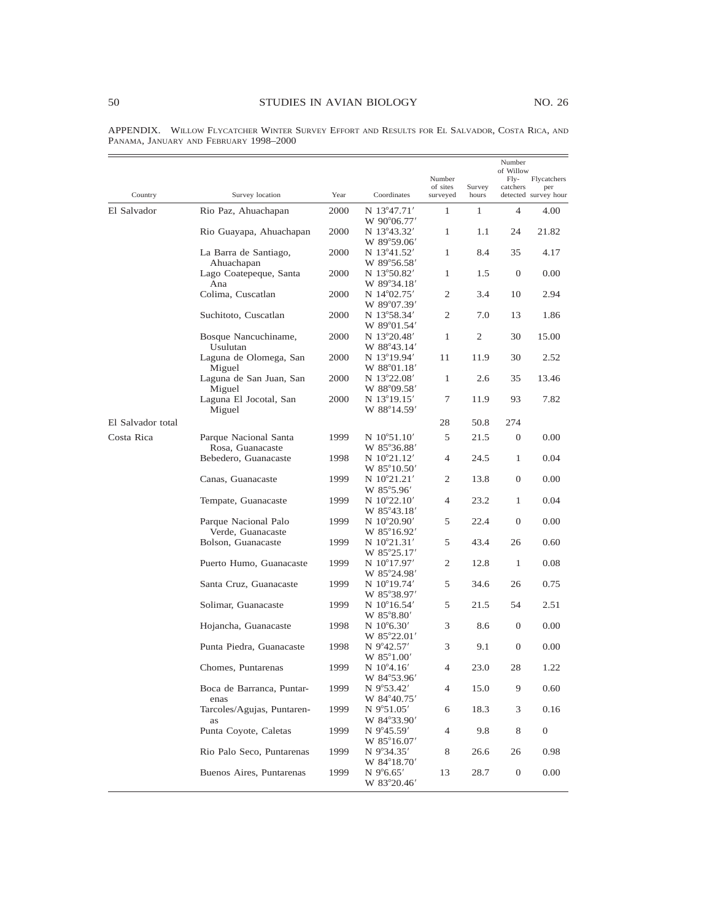APPENDIX. Willow Flycatcher Winter Survey Effort and Results for El Salvador, Costa Rica, and Panama, January and February 1998–2000

| Country | Survey location | Year | Coordinates | Number of sites surveyed | Survey hours | Number of Willow Flycatchers detected | Flycatchers per survey hour |
|---|---|---|---|---|---|---|---|
| El Salvador | Rio Paz, Ahuachapan | 2000 | N 13°47.71′ W 90°06.77′ | 1 | 1 | 4 | 4.00 |
| | Rio Guayapa, Ahuachapan | 2000 | N 13°43.32′ W 89°59.06′ | 1 | 1.1 | 24 | 21.82 |
| | La Barra de Santiago, Ahuachapan | 2000 | N 13°41.52′ W 89°56.58′ | 1 | 8.4 | 35 | 4.17 |
| | Lago Coatepeque, Santa Ana | 2000 | N 13°50.82′ W 89°34.18′ | 1 | 1.5 | 0 | 0.00 |
| | Colima, Cuscatlan | 2000 | N 14°02.75′ W 89°07.39′ | 2 | 3.4 | 10 | 2.94 |
| | Suchitoto, Cuscatlan | 2000 | N 13°58.34′ W 89°01.54′ | 2 | 7.0 | 13 | 1.86 |
| | Bosque Nancuchiname, Usulutan | 2000 | N 13°20.48′ W 88°43.14′ | 1 | 2 | 30 | 15.00 |
| | Laguna de Olomega, San Miguel | 2000 | N 13°19.94′ W 88°01.18′ | 11 | 11.9 | 30 | 2.52 |
| | Laguna de San Juan, San Miguel | 2000 | N 13°22.08′ W 88°09.58′ | 1 | 2.6 | 35 | 13.46 |
| | Laguna El Jocotal, San Miguel | 2000 | N 13°19.15′ W 88°14.59′ | 7 | 11.9 | 93 | 7.82 |
| El Salvador total | | | | 28 | 50.8 | 274 | |
| Costa Rica | Parque Nacional Santa Rosa, Guanacaste | 1999 | N 10°51.10′ W 85°36.88′ | 5 | 21.5 | 0 | 0.00 |
| | Bebedero, Guanacaste | 1998 | N 10°21.12′ W 85°10.50′ | 4 | 24.5 | 1 | 0.04 |
| | Canas, Guanacaste | 1999 | N 10°21.21′ W 85°5.96′ | 2 | 13.8 | 0 | 0.00 |
| | Tempate, Guanacaste | 1999 | N 10°22.10′ W 85°43.18′ | 4 | 23.2 | 1 | 0.04 |
| | Parque Nacional Palo Verde, Guanacaste | 1999 | N 10°20.90′ W 85°16.92′ | 5 | 22.4 | 0 | 0.00 |
| | Bolson, Guanacaste | 1999 | N 10°21.31′ W 85°25.17′ | 5 | 43.4 | 26 | 0.60 |
| | Puerto Humo, Guanacaste | 1999 | N 10°17.97′ W 85°24.98′ | 2 | 12.8 | 1 | 0.08 |
| | Santa Cruz, Guanacaste | 1999 | N 10°19.74′ W 85°38.97′ | 5 | 34.6 | 26 | 0.75 |
| | Solimar, Guanacaste | 1999 | N 10°16.54′ W 85°8.80′ | 5 | 21.5 | 54 | 2.51 |
| | Hojancha, Guanacaste | 1998 | N 10°6.30′ W 85°22.01′ | 3 | 8.6 | 0 | 0.00 |
| | Punta Piedra, Guanacaste | 1998 | N 9°42.57′ W 85°1.00′ | 3 | 9.1 | 0 | 0.00 |
| | Chomes, Puntarenas | 1999 | N 10°4.16′ W 84°53.96′ | 4 | 23.0 | 28 | 1.22 |
| | Boca de Barranca, Puntarenas | 1999 | N 9°53.42′ W 84°40.75′ | 4 | 15.0 | 9 | 0.60 |
| | Tarcoles/Agujas, Puntarenas | 1999 | N 9°51.05′ W 84°33.90′ | 6 | 18.3 | 3 | 0.16 |
| | Punta Coyote, Caletas | 1999 | N 9°45.59′ W 85°16.07′ | 4 | 9.8 | 8 | 0 |
| | Rio Palo Seco, Puntarenas | 1999 | N 9°34.35′ W 84°18.70′ | 8 | 26.6 | 26 | 0.98 |
| | Buenos Aires, Puntarenas | 1999 | N 9°6.65′ W 83°20.46′ | 13 | 28.7 | 0 | 0.00 |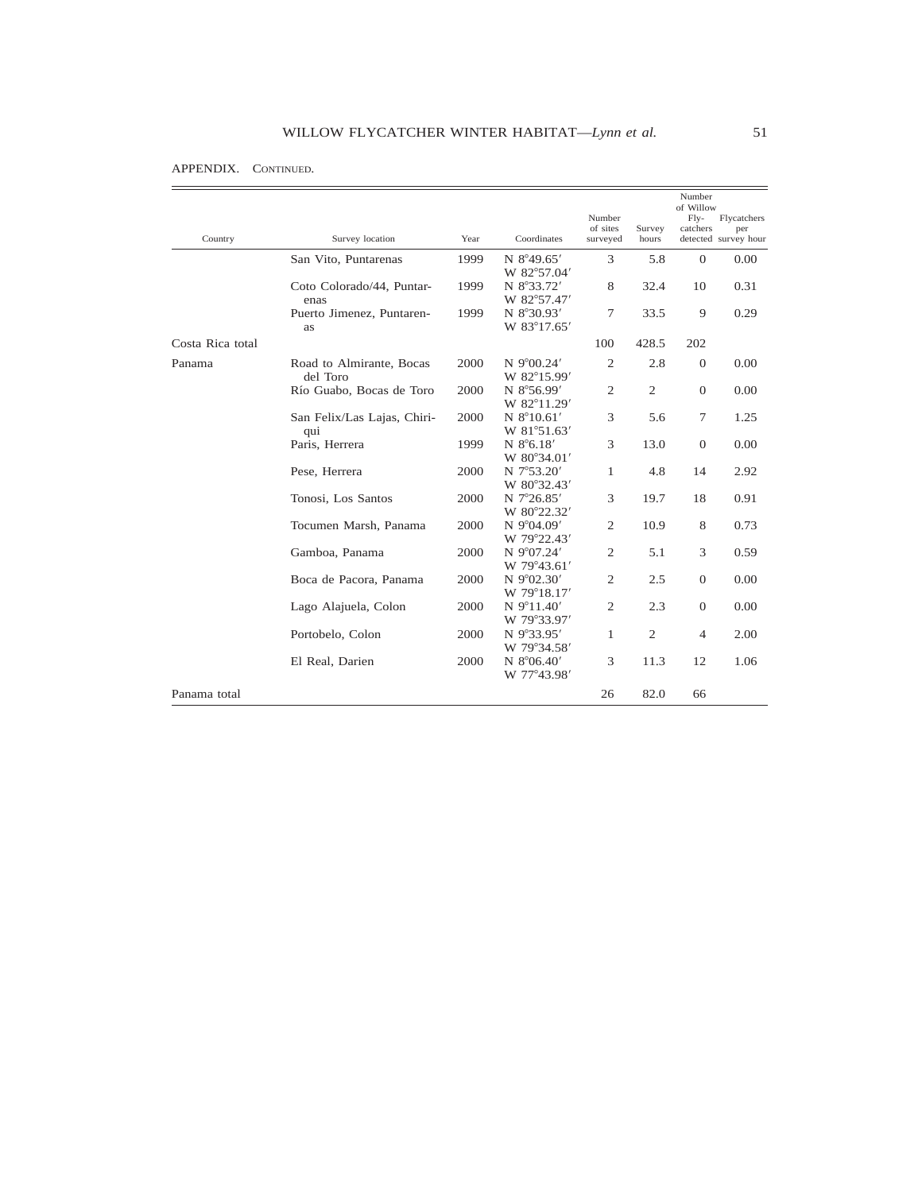APPENDIX. CONTINUED.

| Country | Survey location | Year | Coordinates | Number of sites surveyed | Survey hours | Number of Willow Fly-catchers detected | Flycatchers per survey hour |
|---|---|---|---|---|---|---|---|
| | San Vito, Puntarenas | 1999 | N 8°49.65′ W 82°57.04′ | 3 | 5.8 | 0 | 0.00 |
| | Coto Colorado/44, Puntarenas | 1999 | N 8°33.72′ W 82°57.47′ | 8 | 32.4 | 10 | 0.31 |
| | Puerto Jimenez, Puntarenas | 1999 | N 8°30.93′ W 83°17.65′ | 7 | 33.5 | 9 | 0.29 |
| Costa Rica total | | | | 100 | 428.5 | 202 | |
| Panama | Road to Almirante, Bocas del Toro | 2000 | N 9°00.24′ W 82°15.99′ | 2 | 2.8 | 0 | 0.00 |
| | Río Guabo, Bocas de Toro | 2000 | N 8°56.99′ W 82°11.29′ | 2 | 2 | 0 | 0.00 |
| | San Felix/Las Lajas, Chiriqui | 2000 | N 8°10.61′ W 81°51.63′ | 3 | 5.6 | 7 | 1.25 |
| | Paris, Herrera | 1999 | N 8°6.18′ W 80°34.01′ | 3 | 13.0 | 0 | 0.00 |
| | Pese, Herrera | 2000 | N 7°53.20′ W 80°32.43′ | 1 | 4.8 | 14 | 2.92 |
| | Tonosi, Los Santos | 2000 | N 7°26.85′ W 80°22.32′ | 3 | 19.7 | 18 | 0.91 |
| | Tocumen Marsh, Panama | 2000 | N 9°04.09′ W 79°22.43′ | 2 | 10.9 | 8 | 0.73 |
| | Gamboa, Panama | 2000 | N 9°07.24′ W 79°43.61′ | 2 | 5.1 | 3 | 0.59 |
| | Boca de Pacora, Panama | 2000 | N 9°02.30′ W 79°18.17′ | 2 | 2.5 | 0 | 0.00 |
| | Lago Alajuela, Colon | 2000 | N 9°11.40′ W 79°33.97′ | 2 | 2.3 | 0 | 0.00 |
| | Portobelo, Colon | 2000 | N 9°33.95′ W 79°34.58′ | 1 | 2 | 4 | 2.00 |
| | El Real, Darien | 2000 | N 8°06.40′ W 77°43.98′ | 3 | 11.3 | 12 | 1.06 |
| Panama total | | | | 26 | 82.0 | 66 | |